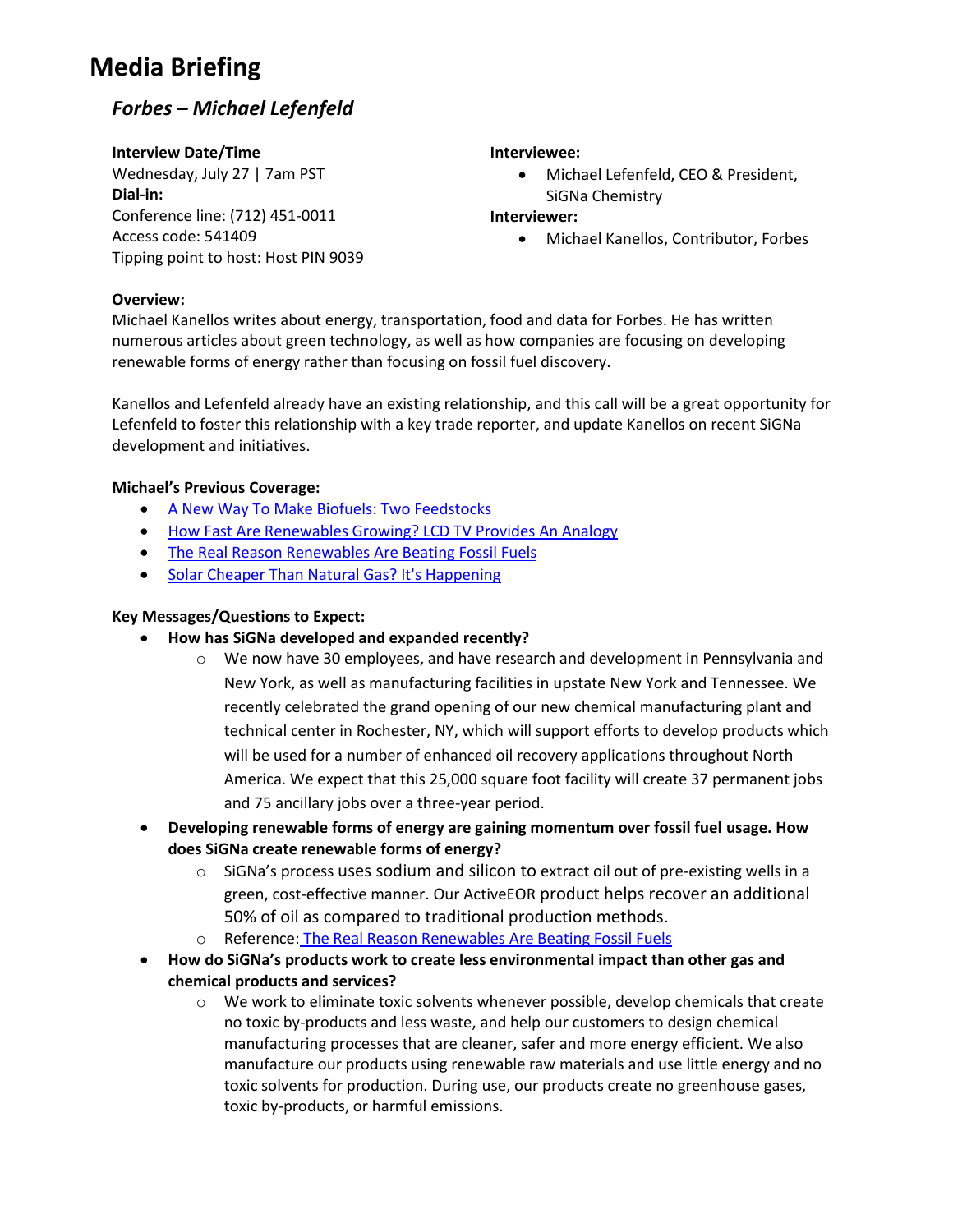# Media Briefing

## *Forbes – Michael Lefenfeld*

**Interview Date/Time**
Wednesday, July 27 | 7am PST
**Dial-in:**
Conference line: (712) 451-0011
Access code: 541409
Tipping point to host: Host PIN 9039

**Interviewee:**

- Michael Lefenfeld, CEO & President, SiGNa Chemistry

**Interviewer:**

- Michael Kanellos, Contributor, Forbes

**Overview:**
Michael Kanellos writes about energy, transportation, food and data for Forbes. He has written numerous articles about green technology, as well as how companies are focusing on developing renewable forms of energy rather than focusing on fossil fuel discovery.

Kanellos and Lefenfeld already have an existing relationship, and this call will be a great opportunity for Lefenfeld to foster this relationship with a key trade reporter, and update Kanellos on recent SiGNa development and initiatives.

**Michael's Previous Coverage:**

- A New Way To Make Biofuels: Two Feedstocks
- How Fast Are Renewables Growing? LCD TV Provides An Analogy
- The Real Reason Renewables Are Beating Fossil Fuels
- Solar Cheaper Than Natural Gas? It's Happening

**Key Messages/Questions to Expect:**

- **How has SiGNa developed and expanded recently?**
    - We now have 30 employees, and have research and development in Pennsylvania and New York, as well as manufacturing facilities in upstate New York and Tennessee. We recently celebrated the grand opening of our new chemical manufacturing plant and technical center in Rochester, NY, which will support efforts to develop products which will be used for a number of enhanced oil recovery applications throughout North America. We expect that this 25,000 square foot facility will create 37 permanent jobs and 75 ancillary jobs over a three-year period.
- **Developing renewable forms of energy are gaining momentum over fossil fuel usage. How does SiGNa create renewable forms of energy?**
    - SiGNa's process uses sodium and silicon to extract oil out of pre-existing wells in a green, cost-effective manner. Our ActiveEOR product helps recover an additional 50% of oil as compared to traditional production methods.
    - Reference: The Real Reason Renewables Are Beating Fossil Fuels
- **How do SiGNa's products work to create less environmental impact than other gas and chemical products and services?**
    - We work to eliminate toxic solvents whenever possible, develop chemicals that create no toxic by-products and less waste, and help our customers to design chemical manufacturing processes that are cleaner, safer and more energy efficient. We also manufacture our products using renewable raw materials and use little energy and no toxic solvents for production. During use, our products create no greenhouse gases, toxic by-products, or harmful emissions.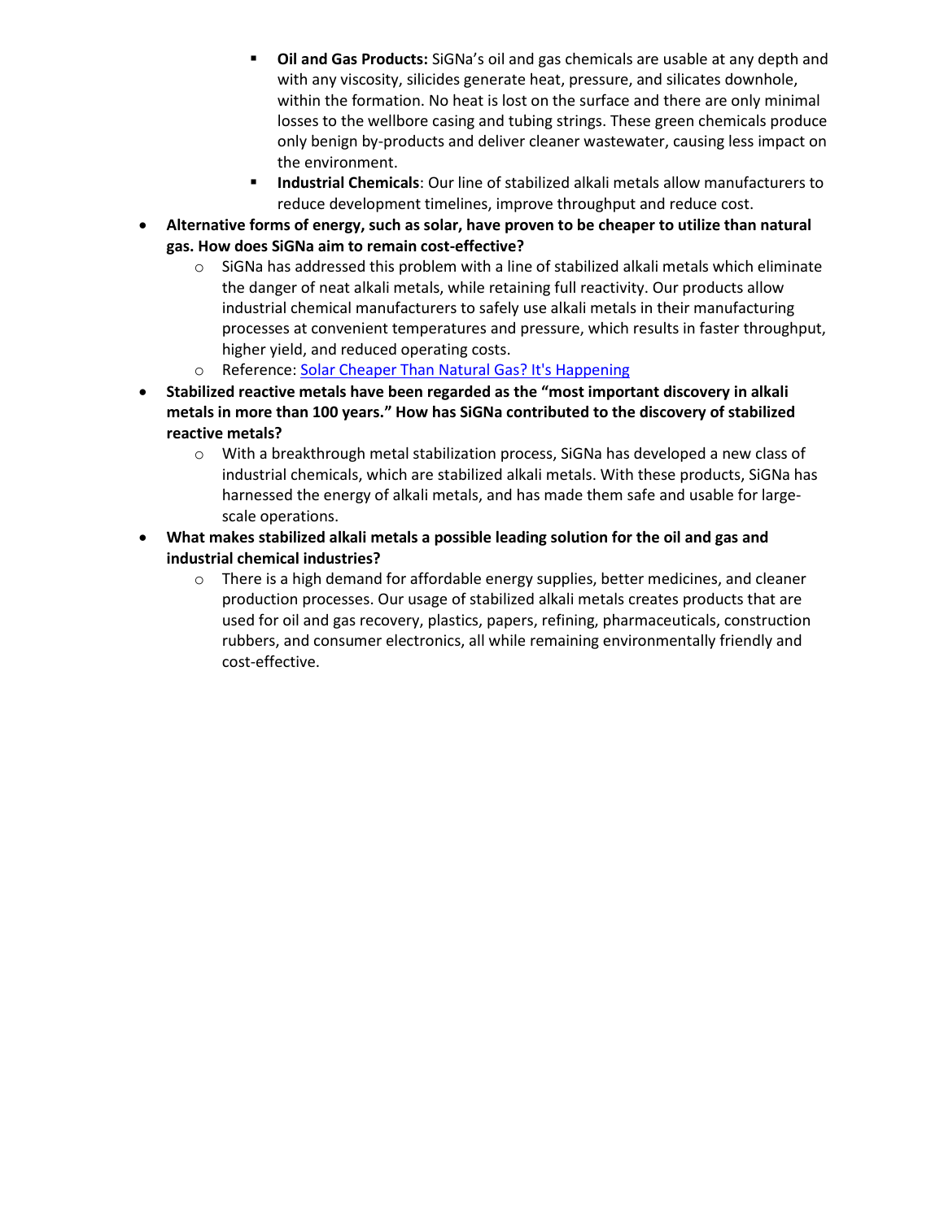- **Oil and Gas Products:** SiGNa's oil and gas chemicals are usable at any depth and with any viscosity, silicides generate heat, pressure, and silicates downhole, within the formation. No heat is lost on the surface and there are only minimal losses to the wellbore casing and tubing strings. These green chemicals produce only benign by-products and deliver cleaner wastewater, causing less impact on the environment.
    - **Industrial Chemicals**: Our line of stabilized alkali metals allow manufacturers to reduce development timelines, improve throughput and reduce cost.

- **Alternative forms of energy, such as solar, have proven to be cheaper to utilize than natural gas. How does SiGNa aim to remain cost-effective?**
  - SiGNa has addressed this problem with a line of stabilized alkali metals which eliminate the danger of neat alkali metals, while retaining full reactivity. Our products allow industrial chemical manufacturers to safely use alkali metals in their manufacturing processes at convenient temperatures and pressure, which results in faster throughput, higher yield, and reduced operating costs.
  - Reference: Solar Cheaper Than Natural Gas? It's Happening
- **Stabilized reactive metals have been regarded as the "most important discovery in alkali metals in more than 100 years." How has SiGNa contributed to the discovery of stabilized reactive metals?**
  - With a breakthrough metal stabilization process, SiGNa has developed a new class of industrial chemicals, which are stabilized alkali metals. With these products, SiGNa has harnessed the energy of alkali metals, and has made them safe and usable for large-scale operations.
- **What makes stabilized alkali metals a possible leading solution for the oil and gas and industrial chemical industries?**
  - There is a high demand for affordable energy supplies, better medicines, and cleaner production processes. Our usage of stabilized alkali metals creates products that are used for oil and gas recovery, plastics, papers, refining, pharmaceuticals, construction rubbers, and consumer electronics, all while remaining environmentally friendly and cost-effective.